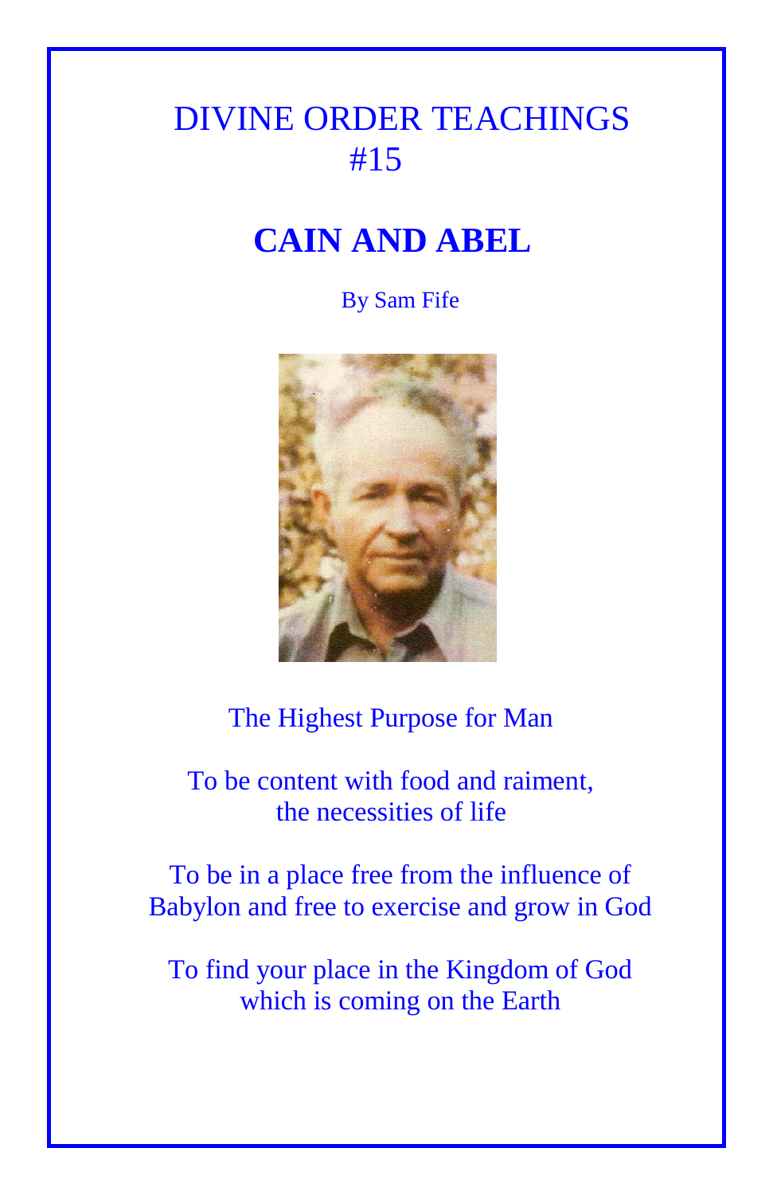# DIVINE ORDER TEACHINGS #15

# CAIN AND ABEL

By Sam Fife

The Highest Purpose for Man

To be content with food and raiment, the necessities of life

To be in a place free from the influence of Babylon and free to exercise and grow in God

To find your place in the Kingdom of God which is coming on the Earth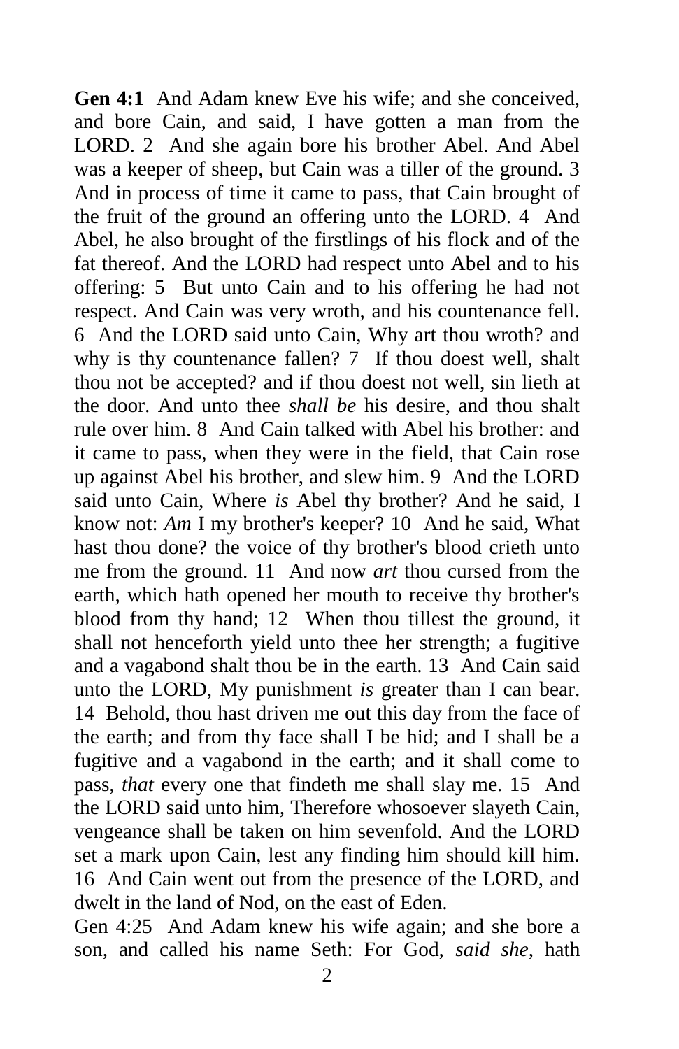**Gen 4:1** And Adam knew Eve his wife; and she conceived, and bore Cain, and said, I have gotten a man from the LORD. 2 And she again bore his brother Abel. And Abel was a keeper of sheep, but Cain was a tiller of the ground. 3 And in process of time it came to pass, that Cain brought of the fruit of the ground an offering unto the LORD. 4 And Abel, he also brought of the firstlings of his flock and of the fat thereof. And the LORD had respect unto Abel and to his offering: 5 But unto Cain and to his offering he had not respect. And Cain was very wroth, and his countenance fell. 6 And the LORD said unto Cain, Why art thou wroth? and why is thy countenance fallen? 7 If thou doest well, shalt thou not be accepted? and if thou doest not well, sin lieth at the door. And unto thee *shall be* his desire, and thou shalt rule over him. 8 And Cain talked with Abel his brother: and it came to pass, when they were in the field, that Cain rose up against Abel his brother, and slew him. 9 And the LORD said unto Cain, Where *is* Abel thy brother? And he said, I know not: *Am* I my brother's keeper? 10 And he said, What hast thou done? the voice of thy brother's blood crieth unto me from the ground. 11 And now *art* thou cursed from the earth, which hath opened her mouth to receive thy brother's blood from thy hand; 12 When thou tillest the ground, it shall not henceforth yield unto thee her strength; a fugitive and a vagabond shalt thou be in the earth. 13 And Cain said unto the LORD, My punishment *is* greater than I can bear. 14 Behold, thou hast driven me out this day from the face of the earth; and from thy face shall I be hid; and I shall be a fugitive and a vagabond in the earth; and it shall come to pass, *that* every one that findeth me shall slay me. 15 And the LORD said unto him, Therefore whosoever slayeth Cain, vengeance shall be taken on him sevenfold. And the LORD set a mark upon Cain, lest any finding him should kill him. 16 And Cain went out from the presence of the LORD, and dwelt in the land of Nod, on the east of Eden.

Gen 4:25 And Adam knew his wife again; and she bore a son, and called his name Seth: For God, *said she*, hath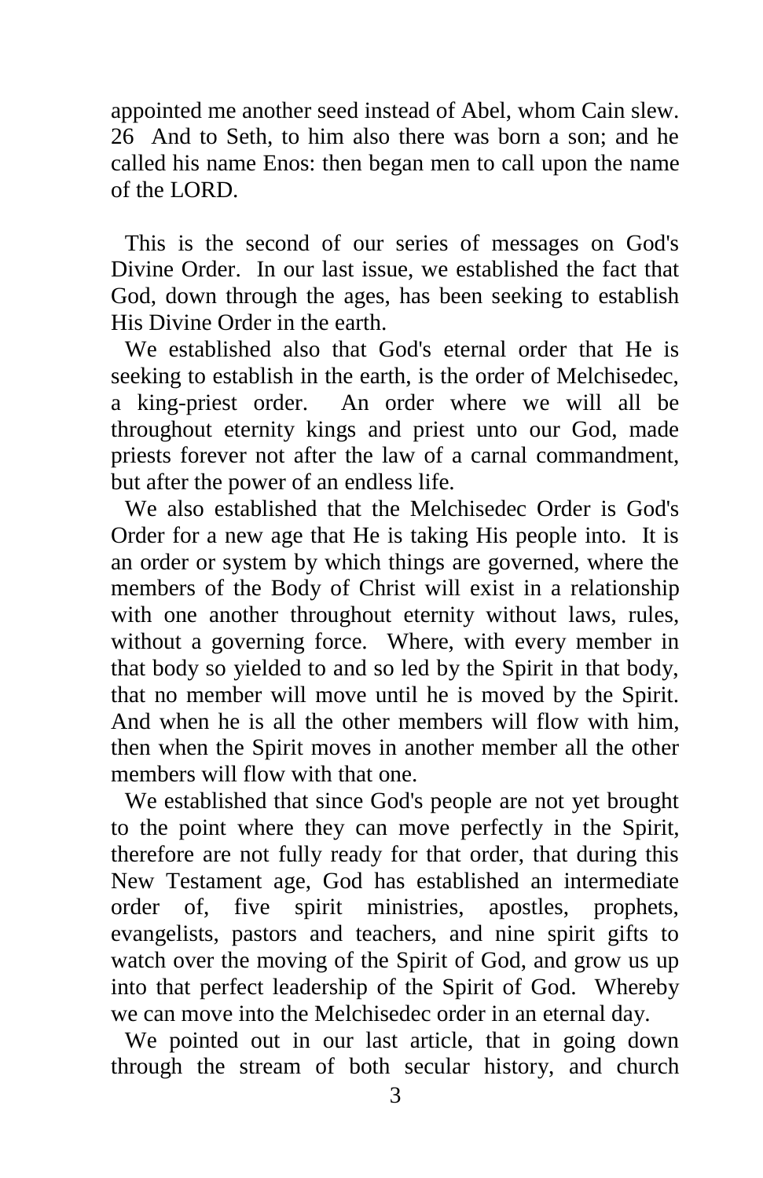appointed me another seed instead of Abel, whom Cain slew. 26 And to Seth, to him also there was born a son; and he called his name Enos: then began men to call upon the name of the LORD.

This is the second of our series of messages on God's Divine Order. In our last issue, we established the fact that God, down through the ages, has been seeking to establish His Divine Order in the earth.

We established also that God's eternal order that He is seeking to establish in the earth, is the order of Melchisedec, a king-priest order. An order where we will all be throughout eternity kings and priest unto our God, made priests forever not after the law of a carnal commandment, but after the power of an endless life.

We also established that the Melchisedec Order is God's Order for a new age that He is taking His people into. It is an order or system by which things are governed, where the members of the Body of Christ will exist in a relationship with one another throughout eternity without laws, rules, without a governing force. Where, with every member in that body so yielded to and so led by the Spirit in that body, that no member will move until he is moved by the Spirit. And when he is all the other members will flow with him, then when the Spirit moves in another member all the other members will flow with that one.

We established that since God's people are not yet brought to the point where they can move perfectly in the Spirit, therefore are not fully ready for that order, that during this New Testament age, God has established an intermediate order of, five spirit ministries, apostles, prophets, evangelists, pastors and teachers, and nine spirit gifts to watch over the moving of the Spirit of God, and grow us up into that perfect leadership of the Spirit of God. Whereby we can move into the Melchisedec order in an eternal day.

We pointed out in our last article, that in going down through the stream of both secular history, and church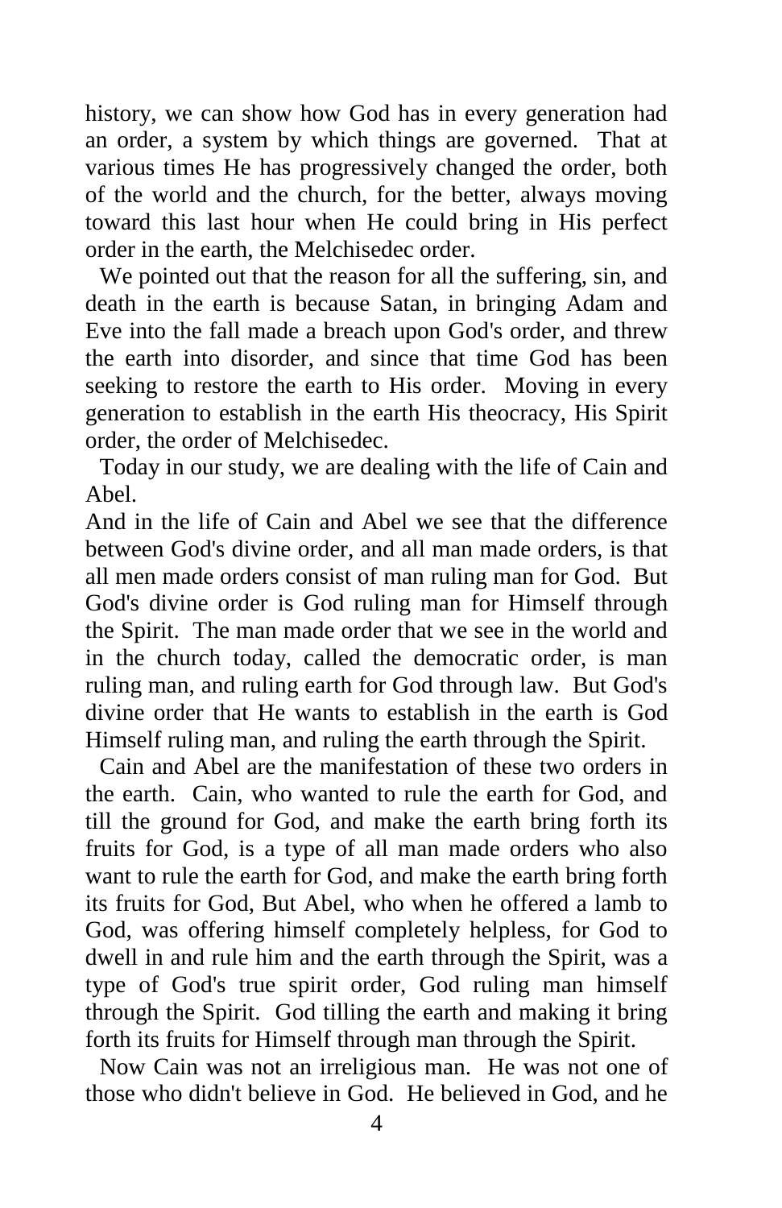history, we can show how God has in every generation had an order, a system by which things are governed. That at various times He has progressively changed the order, both of the world and the church, for the better, always moving toward this last hour when He could bring in His perfect order in the earth, the Melchisedec order.

We pointed out that the reason for all the suffering, sin, and death in the earth is because Satan, in bringing Adam and Eve into the fall made a breach upon God's order, and threw the earth into disorder, and since that time God has been seeking to restore the earth to His order. Moving in every generation to establish in the earth His theocracy, His Spirit order, the order of Melchisedec.

Today in our study, we are dealing with the life of Cain and Abel.

And in the life of Cain and Abel we see that the difference between God's divine order, and all man made orders, is that all men made orders consist of man ruling man for God. But God's divine order is God ruling man for Himself through the Spirit. The man made order that we see in the world and in the church today, called the democratic order, is man ruling man, and ruling earth for God through law. But God's divine order that He wants to establish in the earth is God Himself ruling man, and ruling the earth through the Spirit.

Cain and Abel are the manifestation of these two orders in the earth. Cain, who wanted to rule the earth for God, and till the ground for God, and make the earth bring forth its fruits for God, is a type of all man made orders who also want to rule the earth for God, and make the earth bring forth its fruits for God, But Abel, who when he offered a lamb to God, was offering himself completely helpless, for God to dwell in and rule him and the earth through the Spirit, was a type of God's true spirit order, God ruling man himself through the Spirit. God tilling the earth and making it bring forth its fruits for Himself through man through the Spirit.

Now Cain was not an irreligious man. He was not one of those who didn't believe in God. He believed in God, and he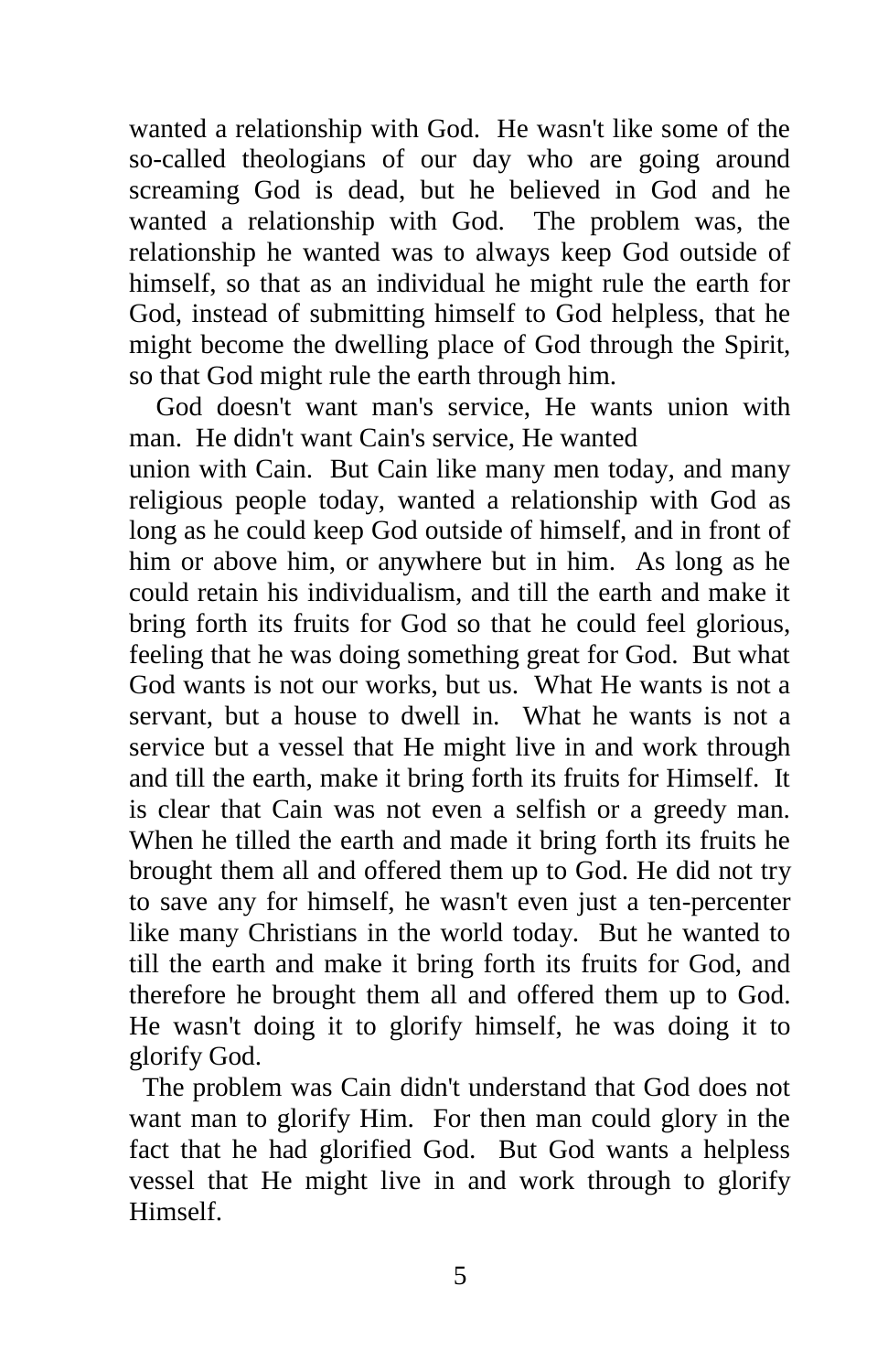wanted a relationship with God. He wasn't like some of the so-called theologians of our day who are going around screaming God is dead, but he believed in God and he wanted a relationship with God. The problem was, the relationship he wanted was to always keep God outside of himself, so that as an individual he might rule the earth for God, instead of submitting himself to God helpless, that he might become the dwelling place of God through the Spirit, so that God might rule the earth through him.

God doesn't want man's service, He wants union with man. He didn't want Cain's service, He wanted union with Cain. But Cain like many men today, and many religious people today, wanted a relationship with God as long as he could keep God outside of himself, and in front of him or above him, or anywhere but in him. As long as he could retain his individualism, and till the earth and make it bring forth its fruits for God so that he could feel glorious, feeling that he was doing something great for God. But what God wants is not our works, but us. What He wants is not a servant, but a house to dwell in. What he wants is not a service but a vessel that He might live in and work through and till the earth, make it bring forth its fruits for Himself. It is clear that Cain was not even a selfish or a greedy man. When he tilled the earth and made it bring forth its fruits he brought them all and offered them up to God. He did not try to save any for himself, he wasn't even just a ten-percenter like many Christians in the world today. But he wanted to till the earth and make it bring forth its fruits for God, and therefore he brought them all and offered them up to God. He wasn't doing it to glorify himself, he was doing it to glorify God.

The problem was Cain didn't understand that God does not want man to glorify Him. For then man could glory in the fact that he had glorified God. But God wants a helpless vessel that He might live in and work through to glorify Himself.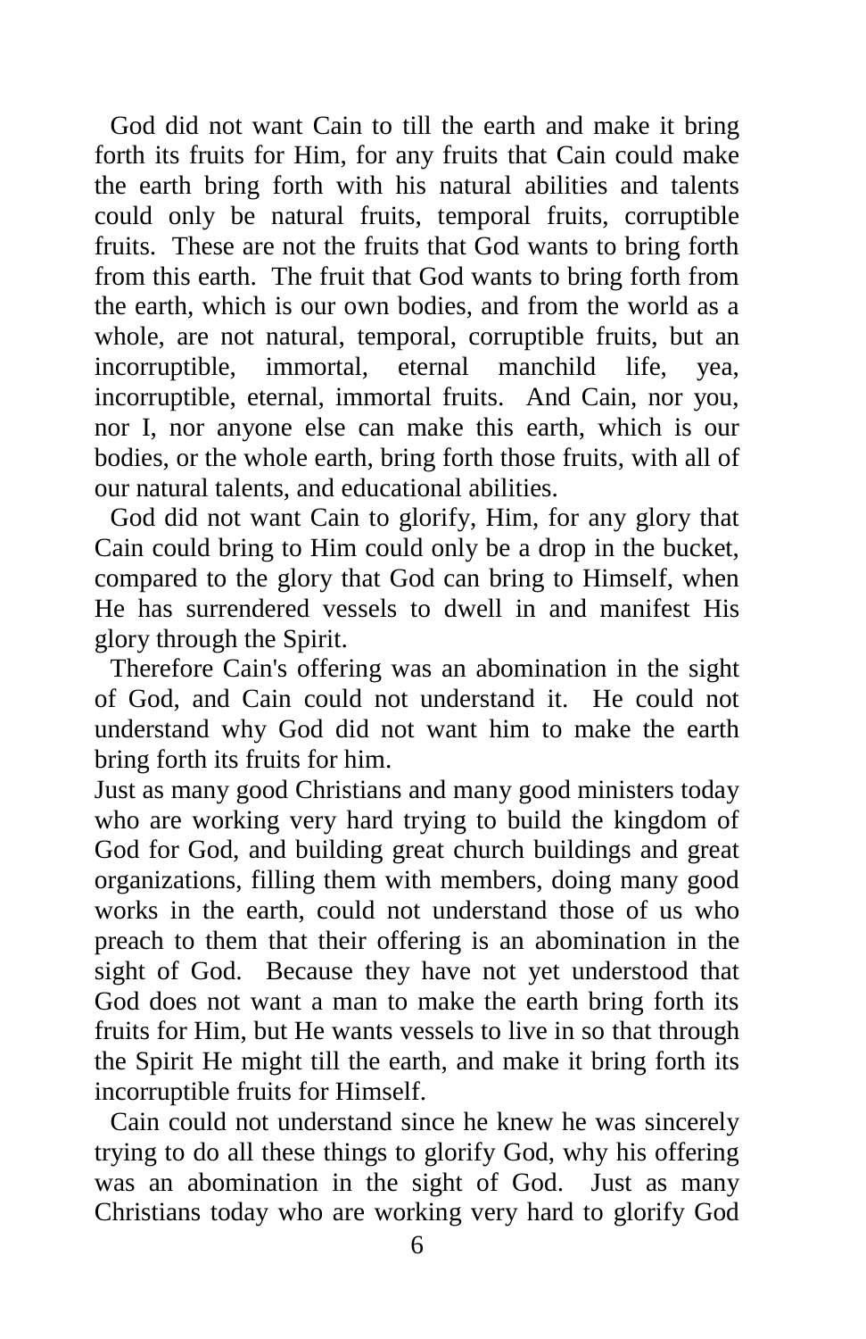God did not want Cain to till the earth and make it bring forth its fruits for Him, for any fruits that Cain could make the earth bring forth with his natural abilities and talents could only be natural fruits, temporal fruits, corruptible fruits. These are not the fruits that God wants to bring forth from this earth. The fruit that God wants to bring forth from the earth, which is our own bodies, and from the world as a whole, are not natural, temporal, corruptible fruits, but an incorruptible, immortal, eternal manchild life, yea, incorruptible, eternal, immortal fruits. And Cain, nor you, nor I, nor anyone else can make this earth, which is our bodies, or the whole earth, bring forth those fruits, with all of our natural talents, and educational abilities.

God did not want Cain to glorify, Him, for any glory that Cain could bring to Him could only be a drop in the bucket, compared to the glory that God can bring to Himself, when He has surrendered vessels to dwell in and manifest His glory through the Spirit.

Therefore Cain's offering was an abomination in the sight of God, and Cain could not understand it. He could not understand why God did not want him to make the earth bring forth its fruits for him.

Just as many good Christians and many good ministers today who are working very hard trying to build the kingdom of God for God, and building great church buildings and great organizations, filling them with members, doing many good works in the earth, could not understand those of us who preach to them that their offering is an abomination in the sight of God. Because they have not yet understood that God does not want a man to make the earth bring forth its fruits for Him, but He wants vessels to live in so that through the Spirit He might till the earth, and make it bring forth its incorruptible fruits for Himself.

Cain could not understand since he knew he was sincerely trying to do all these things to glorify God, why his offering was an abomination in the sight of God. Just as many Christians today who are working very hard to glorify God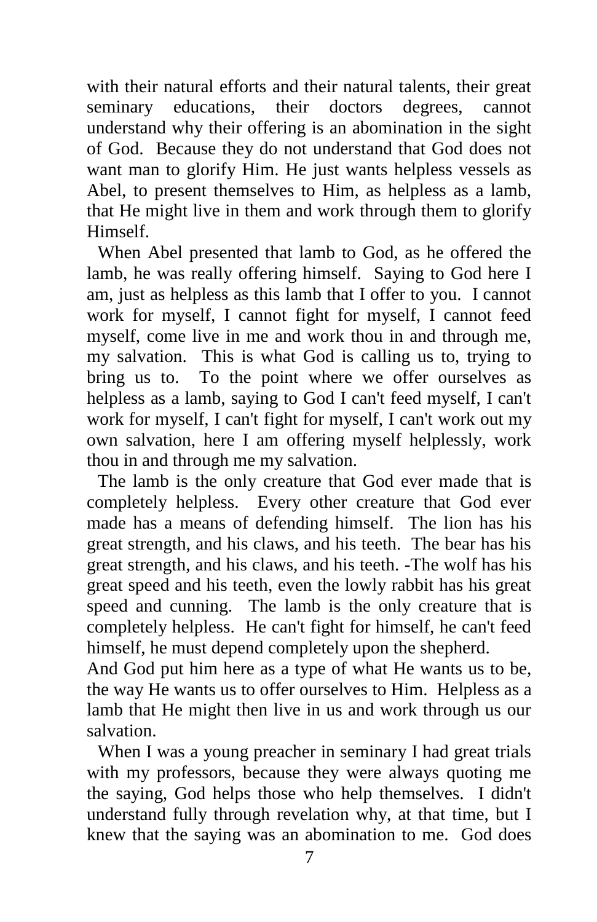with their natural efforts and their natural talents, their great seminary educations, their doctors degrees, cannot understand why their offering is an abomination in the sight of God. Because they do not understand that God does not want man to glorify Him. He just wants helpless vessels as Abel, to present themselves to Him, as helpless as a lamb, that He might live in them and work through them to glorify Himself.

When Abel presented that lamb to God, as he offered the lamb, he was really offering himself. Saying to God here I am, just as helpless as this lamb that I offer to you. I cannot work for myself, I cannot fight for myself, I cannot feed myself, come live in me and work thou in and through me, my salvation. This is what God is calling us to, trying to bring us to. To the point where we offer ourselves as helpless as a lamb, saying to God I can't feed myself, I can't work for myself, I can't fight for myself, I can't work out my own salvation, here I am offering myself helplessly, work thou in and through me my salvation.

The lamb is the only creature that God ever made that is completely helpless. Every other creature that God ever made has a means of defending himself. The lion has his great strength, and his claws, and his teeth. The bear has his great strength, and his claws, and his teeth. -The wolf has his great speed and his teeth, even the lowly rabbit has his great speed and cunning. The lamb is the only creature that is completely helpless. He can't fight for himself, he can't feed himself, he must depend completely upon the shepherd.
And God put him here as a type of what He wants us to be, the way He wants us to offer ourselves to Him. Helpless as a lamb that He might then live in us and work through us our salvation.

When I was a young preacher in seminary I had great trials with my professors, because they were always quoting me the saying, God helps those who help themselves. I didn't understand fully through revelation why, at that time, but I knew that the saying was an abomination to me. God does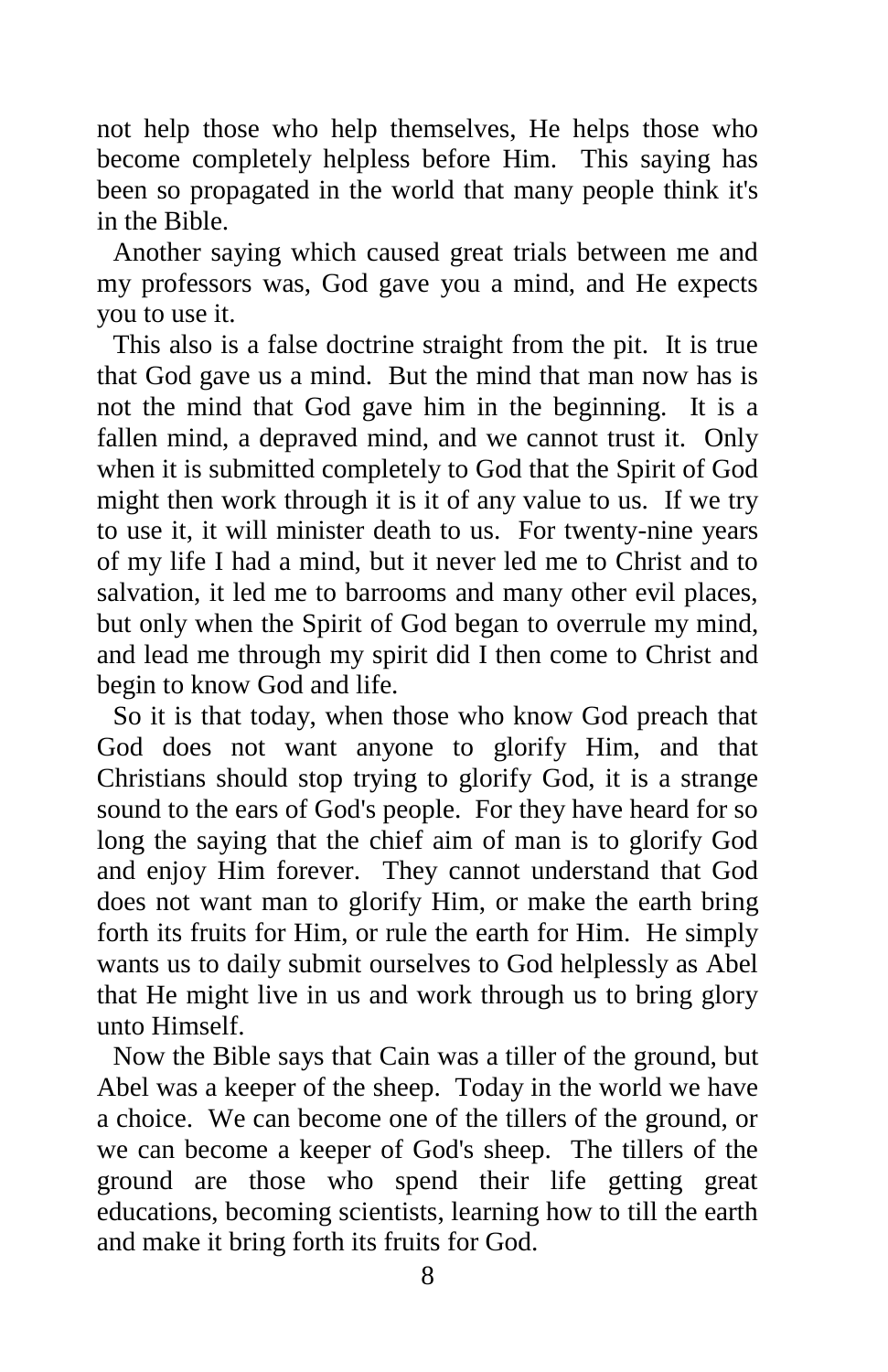not help those who help themselves, He helps those who become completely helpless before Him. This saying has been so propagated in the world that many people think it's in the Bible.

Another saying which caused great trials between me and my professors was, God gave you a mind, and He expects you to use it.

This also is a false doctrine straight from the pit. It is true that God gave us a mind. But the mind that man now has is not the mind that God gave him in the beginning. It is a fallen mind, a depraved mind, and we cannot trust it. Only when it is submitted completely to God that the Spirit of God might then work through it is it of any value to us. If we try to use it, it will minister death to us. For twenty-nine years of my life I had a mind, but it never led me to Christ and to salvation, it led me to barrooms and many other evil places, but only when the Spirit of God began to overrule my mind, and lead me through my spirit did I then come to Christ and begin to know God and life.

So it is that today, when those who know God preach that God does not want anyone to glorify Him, and that Christians should stop trying to glorify God, it is a strange sound to the ears of God's people. For they have heard for so long the saying that the chief aim of man is to glorify God and enjoy Him forever. They cannot understand that God does not want man to glorify Him, or make the earth bring forth its fruits for Him, or rule the earth for Him. He simply wants us to daily submit ourselves to God helplessly as Abel that He might live in us and work through us to bring glory unto Himself.

Now the Bible says that Cain was a tiller of the ground, but Abel was a keeper of the sheep. Today in the world we have a choice. We can become one of the tillers of the ground, or we can become a keeper of God's sheep. The tillers of the ground are those who spend their life getting great educations, becoming scientists, learning how to till the earth and make it bring forth its fruits for God.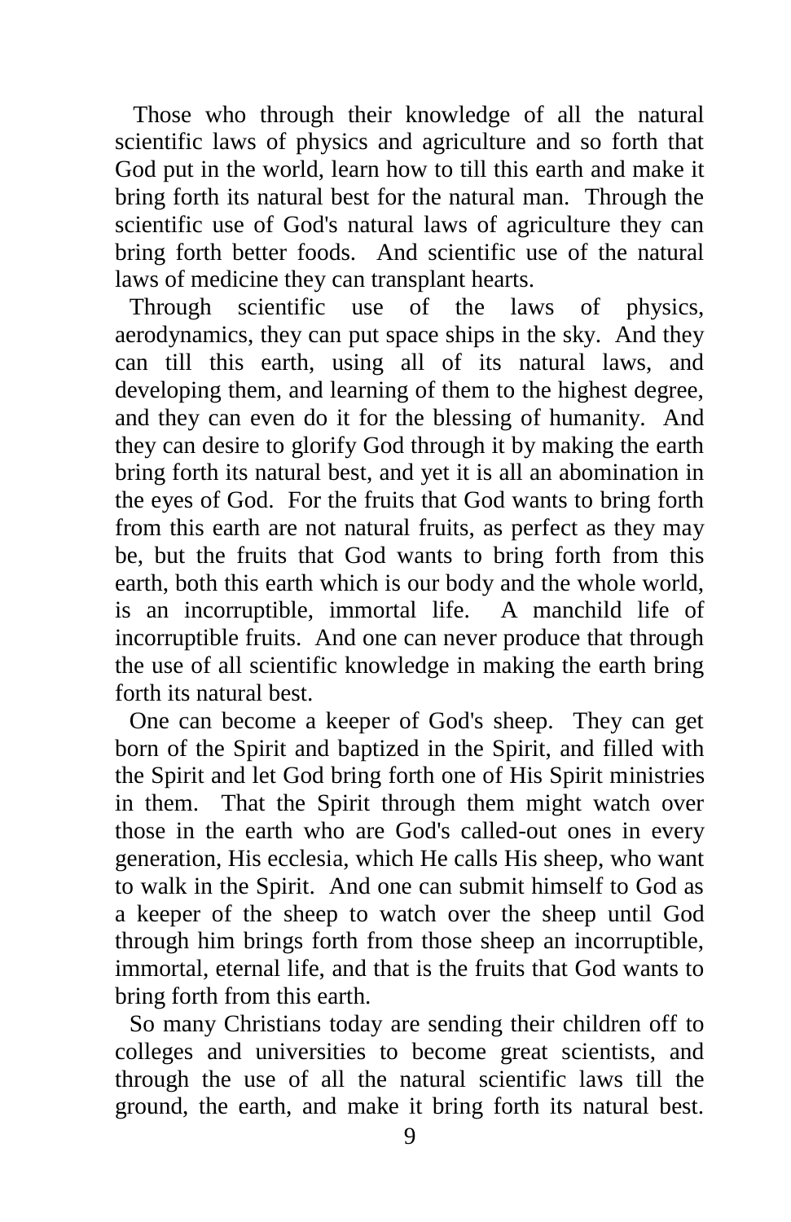Those who through their knowledge of all the natural scientific laws of physics and agriculture and so forth that God put in the world, learn how to till this earth and make it bring forth its natural best for the natural man. Through the scientific use of God's natural laws of agriculture they can bring forth better foods. And scientific use of the natural laws of medicine they can transplant hearts.

Through scientific use of the laws of physics, aerodynamics, they can put space ships in the sky. And they can till this earth, using all of its natural laws, and developing them, and learning of them to the highest degree, and they can even do it for the blessing of humanity. And they can desire to glorify God through it by making the earth bring forth its natural best, and yet it is all an abomination in the eyes of God. For the fruits that God wants to bring forth from this earth are not natural fruits, as perfect as they may be, but the fruits that God wants to bring forth from this earth, both this earth which is our body and the whole world, is an incorruptible, immortal life. A manchild life of incorruptible fruits. And one can never produce that through the use of all scientific knowledge in making the earth bring forth its natural best.

One can become a keeper of God's sheep. They can get born of the Spirit and baptized in the Spirit, and filled with the Spirit and let God bring forth one of His Spirit ministries in them. That the Spirit through them might watch over those in the earth who are God's called-out ones in every generation, His ecclesia, which He calls His sheep, who want to walk in the Spirit. And one can submit himself to God as a keeper of the sheep to watch over the sheep until God through him brings forth from those sheep an incorruptible, immortal, eternal life, and that is the fruits that God wants to bring forth from this earth.

So many Christians today are sending their children off to colleges and universities to become great scientists, and through the use of all the natural scientific laws till the ground, the earth, and make it bring forth its natural best.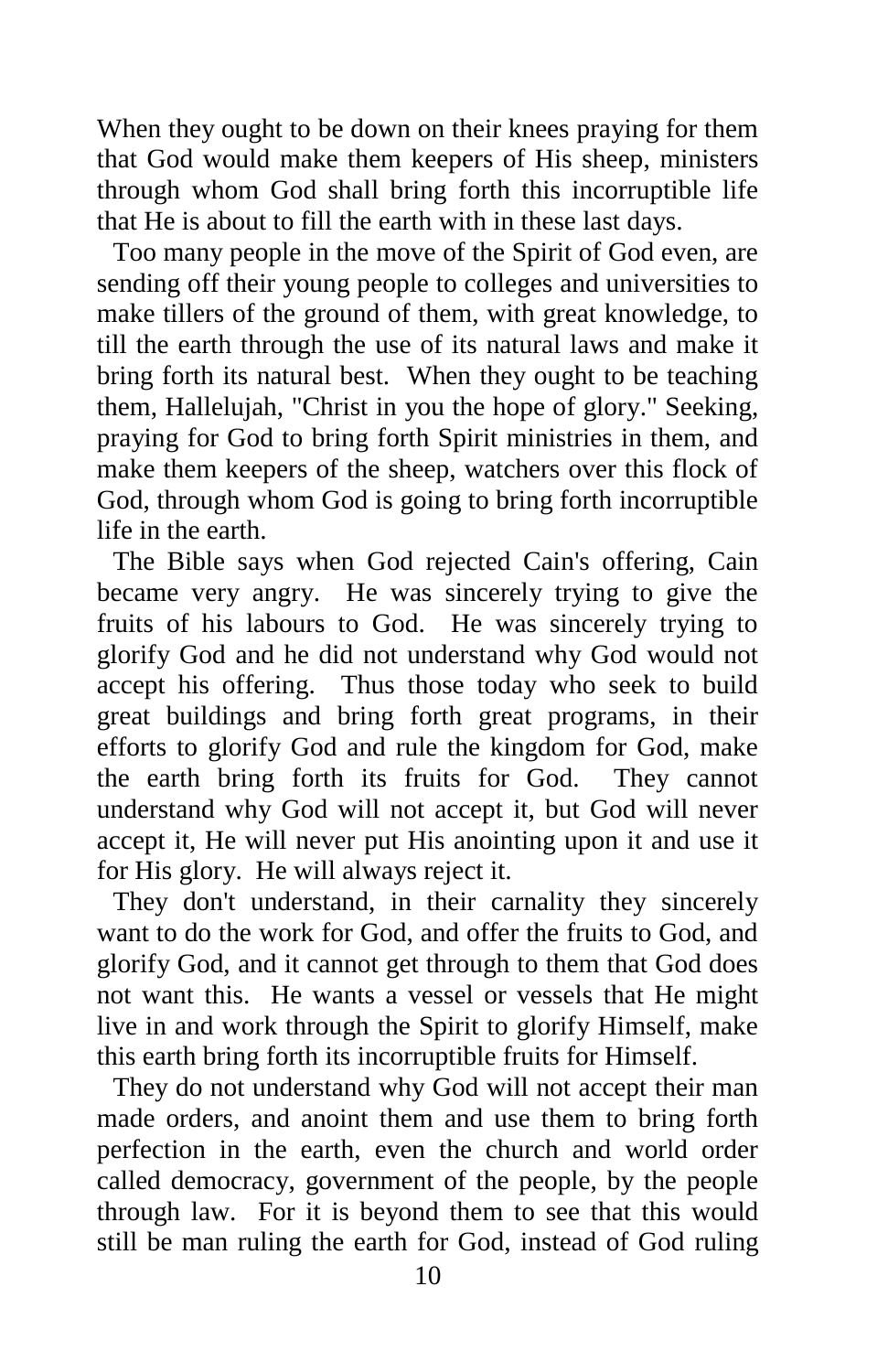When they ought to be down on their knees praying for them that God would make them keepers of His sheep, ministers through whom God shall bring forth this incorruptible life that He is about to fill the earth with in these last days.

Too many people in the move of the Spirit of God even, are sending off their young people to colleges and universities to make tillers of the ground of them, with great knowledge, to till the earth through the use of its natural laws and make it bring forth its natural best. When they ought to be teaching them, Hallelujah, "Christ in you the hope of glory." Seeking, praying for God to bring forth Spirit ministries in them, and make them keepers of the sheep, watchers over this flock of God, through whom God is going to bring forth incorruptible life in the earth.

The Bible says when God rejected Cain's offering, Cain became very angry. He was sincerely trying to give the fruits of his labours to God. He was sincerely trying to glorify God and he did not understand why God would not accept his offering. Thus those today who seek to build great buildings and bring forth great programs, in their efforts to glorify God and rule the kingdom for God, make the earth bring forth its fruits for God. They cannot understand why God will not accept it, but God will never accept it, He will never put His anointing upon it and use it for His glory. He will always reject it.

They don't understand, in their carnality they sincerely want to do the work for God, and offer the fruits to God, and glorify God, and it cannot get through to them that God does not want this. He wants a vessel or vessels that He might live in and work through the Spirit to glorify Himself, make this earth bring forth its incorruptible fruits for Himself.

They do not understand why God will not accept their man made orders, and anoint them and use them to bring forth perfection in the earth, even the church and world order called democracy, government of the people, by the people through law. For it is beyond them to see that this would still be man ruling the earth for God, instead of God ruling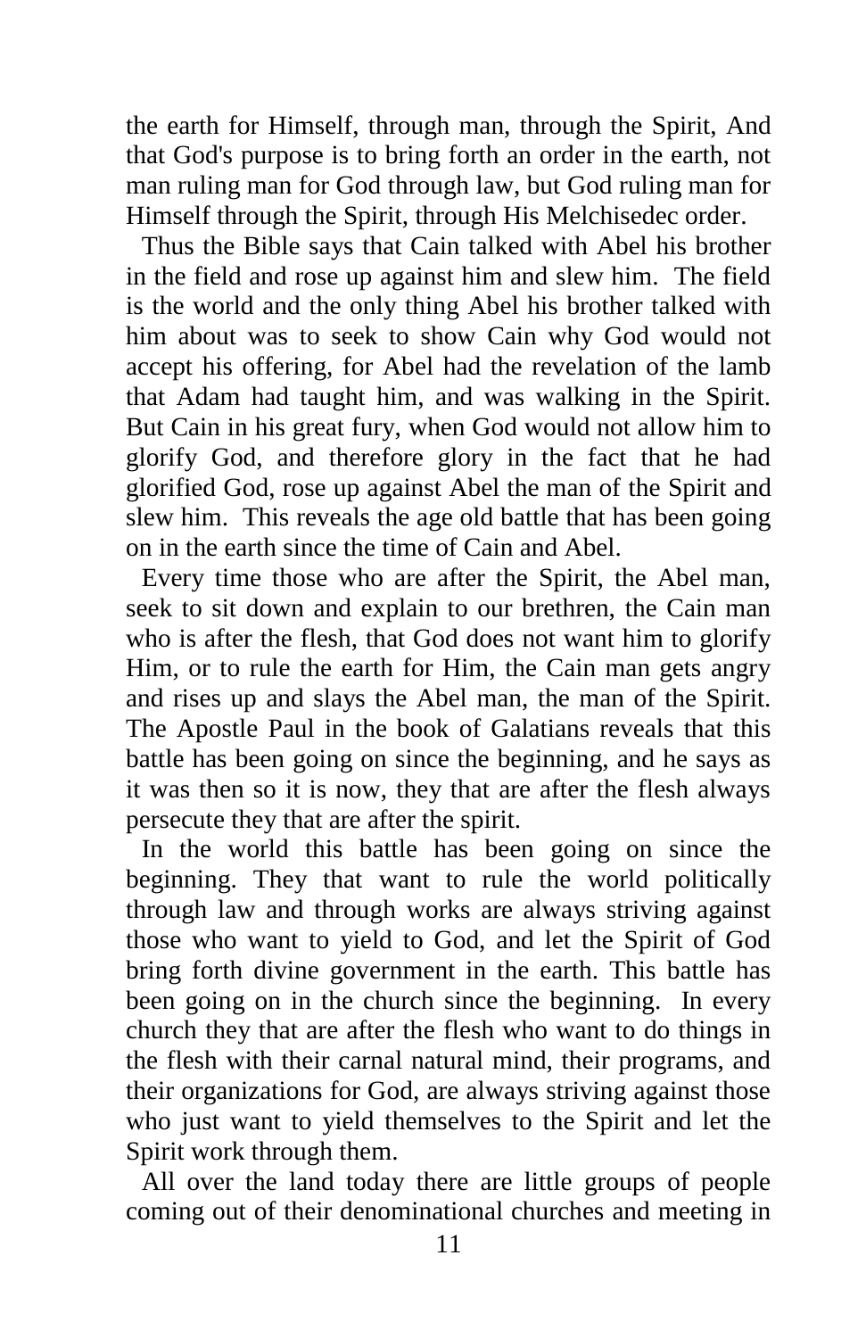the earth for Himself, through man, through the Spirit, And that God's purpose is to bring forth an order in the earth, not man ruling man for God through law, but God ruling man for Himself through the Spirit, through His Melchisedec order.

Thus the Bible says that Cain talked with Abel his brother in the field and rose up against him and slew him. The field is the world and the only thing Abel his brother talked with him about was to seek to show Cain why God would not accept his offering, for Abel had the revelation of the lamb that Adam had taught him, and was walking in the Spirit. But Cain in his great fury, when God would not allow him to glorify God, and therefore glory in the fact that he had glorified God, rose up against Abel the man of the Spirit and slew him. This reveals the age old battle that has been going on in the earth since the time of Cain and Abel.

Every time those who are after the Spirit, the Abel man, seek to sit down and explain to our brethren, the Cain man who is after the flesh, that God does not want him to glorify Him, or to rule the earth for Him, the Cain man gets angry and rises up and slays the Abel man, the man of the Spirit. The Apostle Paul in the book of Galatians reveals that this battle has been going on since the beginning, and he says as it was then so it is now, they that are after the flesh always persecute they that are after the spirit.

In the world this battle has been going on since the beginning. They that want to rule the world politically through law and through works are always striving against those who want to yield to God, and let the Spirit of God bring forth divine government in the earth. This battle has been going on in the church since the beginning. In every church they that are after the flesh who want to do things in the flesh with their carnal natural mind, their programs, and their organizations for God, are always striving against those who just want to yield themselves to the Spirit and let the Spirit work through them.

All over the land today there are little groups of people coming out of their denominational churches and meeting in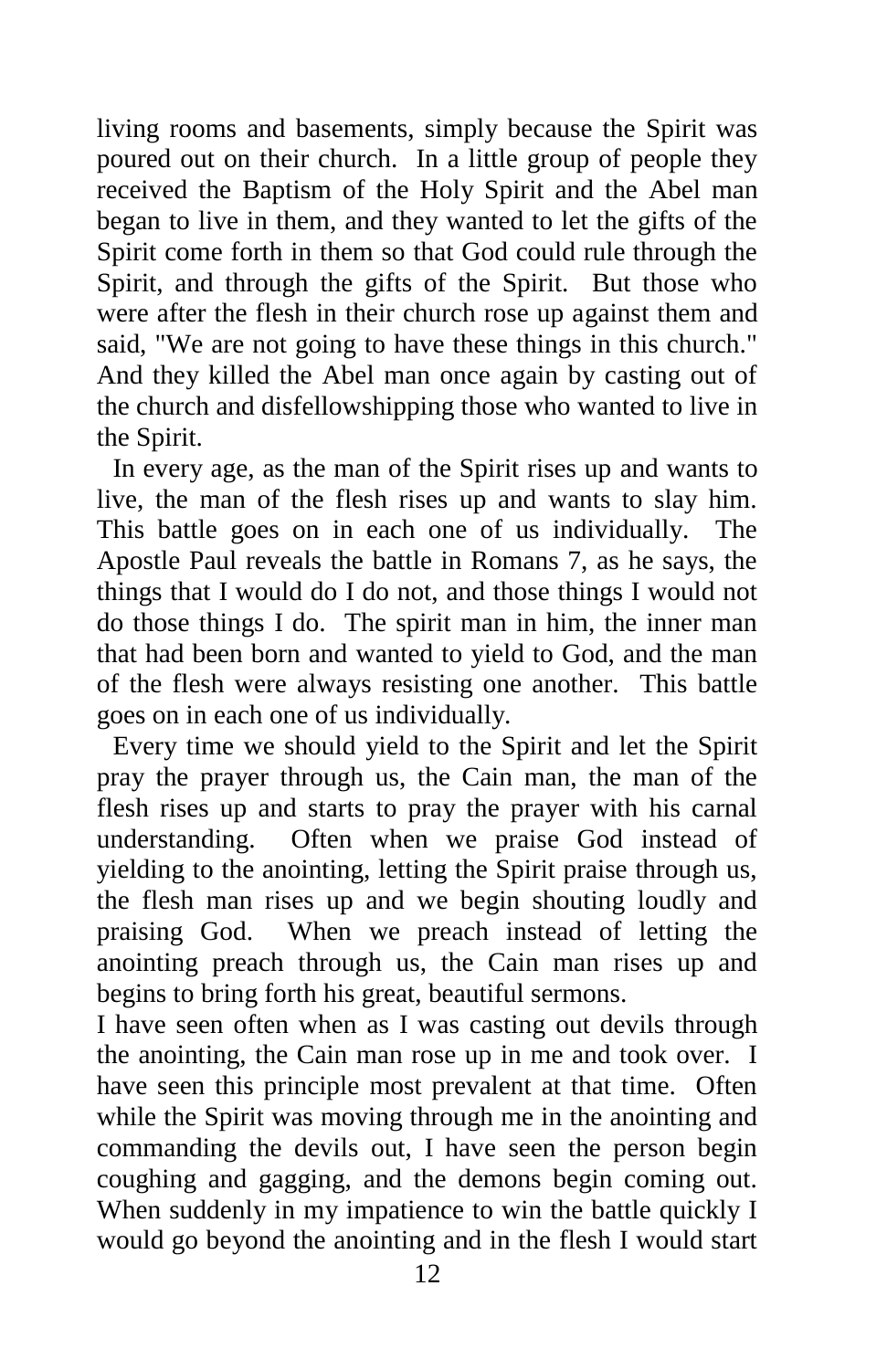living rooms and basements, simply because the Spirit was poured out on their church. In a little group of people they received the Baptism of the Holy Spirit and the Abel man began to live in them, and they wanted to let the gifts of the Spirit come forth in them so that God could rule through the Spirit, and through the gifts of the Spirit. But those who were after the flesh in their church rose up against them and said, "We are not going to have these things in this church." And they killed the Abel man once again by casting out of the church and disfellowshipping those who wanted to live in the Spirit.

In every age, as the man of the Spirit rises up and wants to live, the man of the flesh rises up and wants to slay him. This battle goes on in each one of us individually. The Apostle Paul reveals the battle in Romans 7, as he says, the things that I would do I do not, and those things I would not do those things I do. The spirit man in him, the inner man that had been born and wanted to yield to God, and the man of the flesh were always resisting one another. This battle goes on in each one of us individually.

Every time we should yield to the Spirit and let the Spirit pray the prayer through us, the Cain man, the man of the flesh rises up and starts to pray the prayer with his carnal understanding. Often when we praise God instead of yielding to the anointing, letting the Spirit praise through us, the flesh man rises up and we begin shouting loudly and praising God. When we preach instead of letting the anointing preach through us, the Cain man rises up and begins to bring forth his great, beautiful sermons.

I have seen often when as I was casting out devils through the anointing, the Cain man rose up in me and took over. I have seen this principle most prevalent at that time. Often while the Spirit was moving through me in the anointing and commanding the devils out, I have seen the person begin coughing and gagging, and the demons begin coming out. When suddenly in my impatience to win the battle quickly I would go beyond the anointing and in the flesh I would start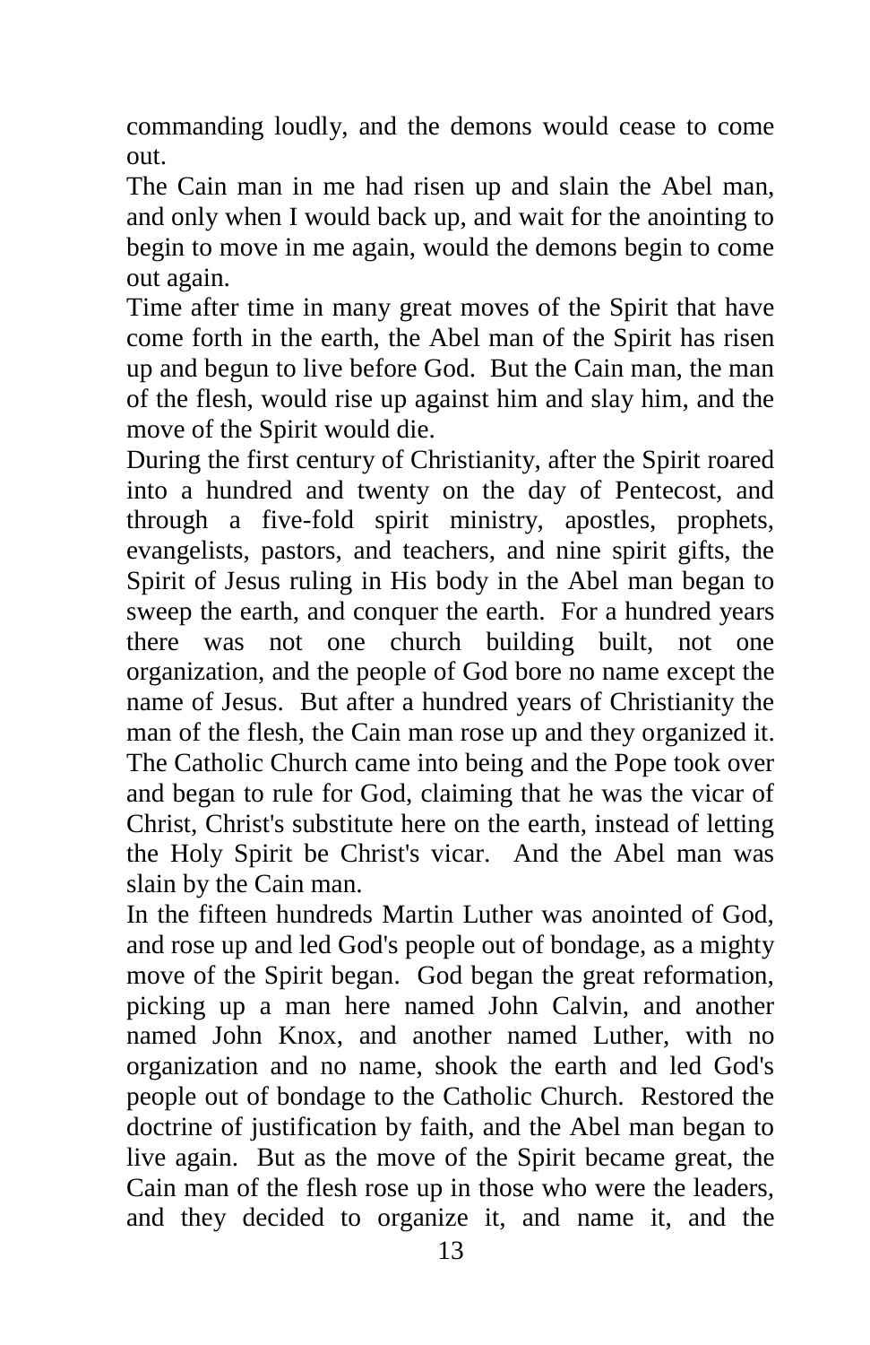commanding loudly, and the demons would cease to come out.

The Cain man in me had risen up and slain the Abel man, and only when I would back up, and wait for the anointing to begin to move in me again, would the demons begin to come out again.

Time after time in many great moves of the Spirit that have come forth in the earth, the Abel man of the Spirit has risen up and begun to live before God. But the Cain man, the man of the flesh, would rise up against him and slay him, and the move of the Spirit would die.

During the first century of Christianity, after the Spirit roared into a hundred and twenty on the day of Pentecost, and through a five-fold spirit ministry, apostles, prophets, evangelists, pastors, and teachers, and nine spirit gifts, the Spirit of Jesus ruling in His body in the Abel man began to sweep the earth, and conquer the earth. For a hundred years there was not one church building built, not one organization, and the people of God bore no name except the name of Jesus. But after a hundred years of Christianity the man of the flesh, the Cain man rose up and they organized it. The Catholic Church came into being and the Pope took over and began to rule for God, claiming that he was the vicar of Christ, Christ's substitute here on the earth, instead of letting the Holy Spirit be Christ's vicar. And the Abel man was slain by the Cain man.

In the fifteen hundreds Martin Luther was anointed of God, and rose up and led God's people out of bondage, as a mighty move of the Spirit began. God began the great reformation, picking up a man here named John Calvin, and another named John Knox, and another named Luther, with no organization and no name, shook the earth and led God's people out of bondage to the Catholic Church. Restored the doctrine of justification by faith, and the Abel man began to live again. But as the move of the Spirit became great, the Cain man of the flesh rose up in those who were the leaders, and they decided to organize it, and name it, and the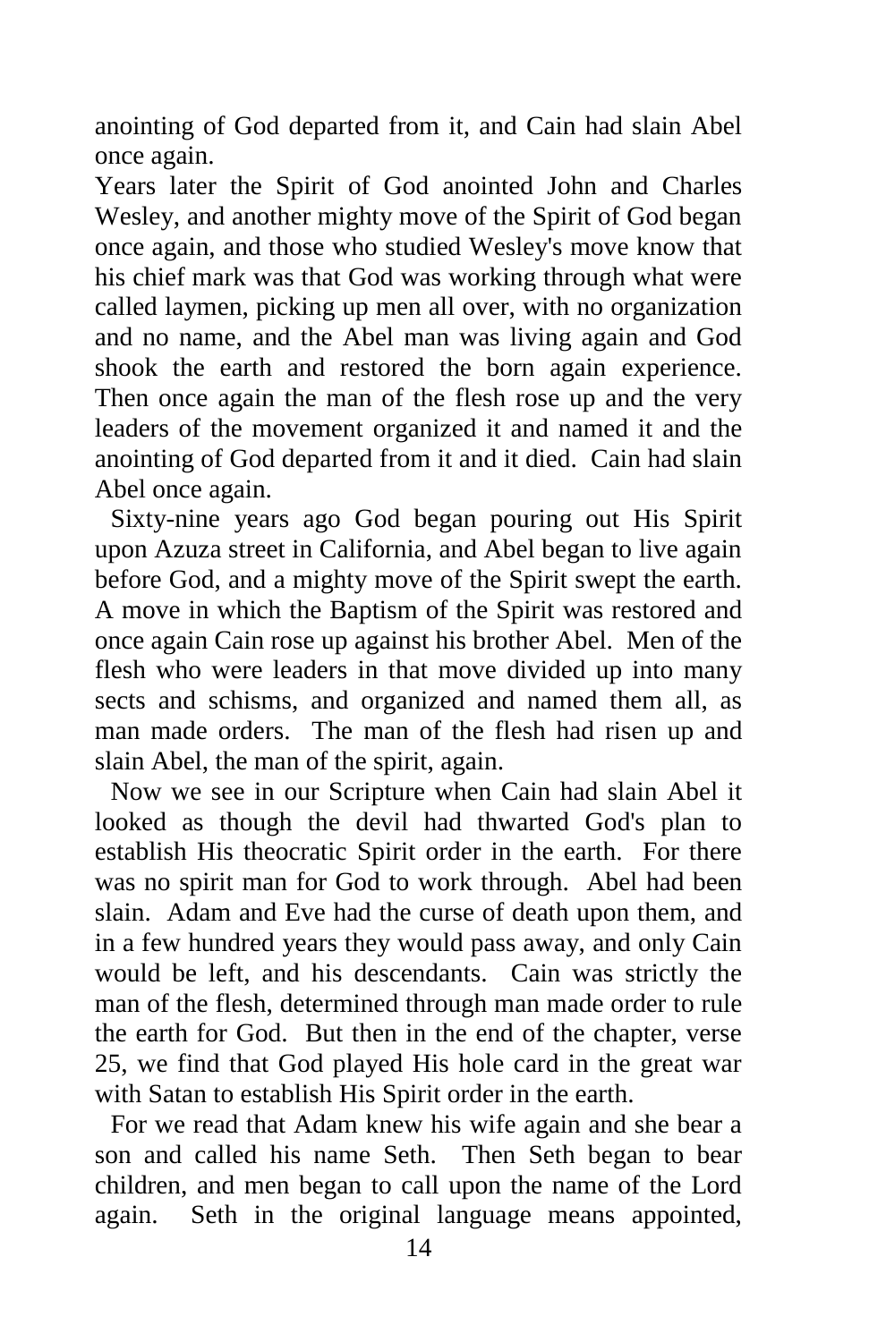anointing of God departed from it, and Cain had slain Abel once again.

Years later the Spirit of God anointed John and Charles Wesley, and another mighty move of the Spirit of God began once again, and those who studied Wesley's move know that his chief mark was that God was working through what were called laymen, picking up men all over, with no organization and no name, and the Abel man was living again and God shook the earth and restored the born again experience. Then once again the man of the flesh rose up and the very leaders of the movement organized it and named it and the anointing of God departed from it and it died. Cain had slain Abel once again.

Sixty-nine years ago God began pouring out His Spirit upon Azuza street in California, and Abel began to live again before God, and a mighty move of the Spirit swept the earth. A move in which the Baptism of the Spirit was restored and once again Cain rose up against his brother Abel. Men of the flesh who were leaders in that move divided up into many sects and schisms, and organized and named them all, as man made orders. The man of the flesh had risen up and slain Abel, the man of the spirit, again.

Now we see in our Scripture when Cain had slain Abel it looked as though the devil had thwarted God's plan to establish His theocratic Spirit order in the earth. For there was no spirit man for God to work through. Abel had been slain. Adam and Eve had the curse of death upon them, and in a few hundred years they would pass away, and only Cain would be left, and his descendants. Cain was strictly the man of the flesh, determined through man made order to rule the earth for God. But then in the end of the chapter, verse 25, we find that God played His hole card in the great war with Satan to establish His Spirit order in the earth.

For we read that Adam knew his wife again and she bear a son and called his name Seth. Then Seth began to bear children, and men began to call upon the name of the Lord again. Seth in the original language means appointed,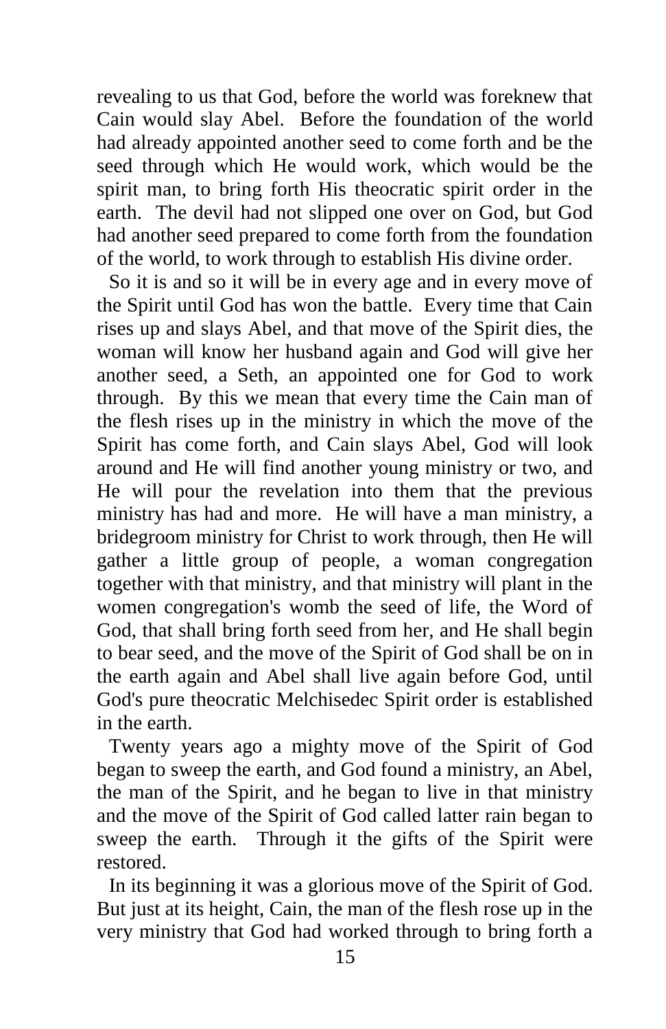revealing to us that God, before the world was foreknew that Cain would slay Abel. Before the foundation of the world had already appointed another seed to come forth and be the seed through which He would work, which would be the spirit man, to bring forth His theocratic spirit order in the earth. The devil had not slipped one over on God, but God had another seed prepared to come forth from the foundation of the world, to work through to establish His divine order.

So it is and so it will be in every age and in every move of the Spirit until God has won the battle. Every time that Cain rises up and slays Abel, and that move of the Spirit dies, the woman will know her husband again and God will give her another seed, a Seth, an appointed one for God to work through. By this we mean that every time the Cain man of the flesh rises up in the ministry in which the move of the Spirit has come forth, and Cain slays Abel, God will look around and He will find another young ministry or two, and He will pour the revelation into them that the previous ministry has had and more. He will have a man ministry, a bridegroom ministry for Christ to work through, then He will gather a little group of people, a woman congregation together with that ministry, and that ministry will plant in the women congregation's womb the seed of life, the Word of God, that shall bring forth seed from her, and He shall begin to bear seed, and the move of the Spirit of God shall be on in the earth again and Abel shall live again before God, until God's pure theocratic Melchisedec Spirit order is established in the earth.

Twenty years ago a mighty move of the Spirit of God began to sweep the earth, and God found a ministry, an Abel, the man of the Spirit, and he began to live in that ministry and the move of the Spirit of God called latter rain began to sweep the earth. Through it the gifts of the Spirit were restored.

In its beginning it was a glorious move of the Spirit of God. But just at its height, Cain, the man of the flesh rose up in the very ministry that God had worked through to bring forth a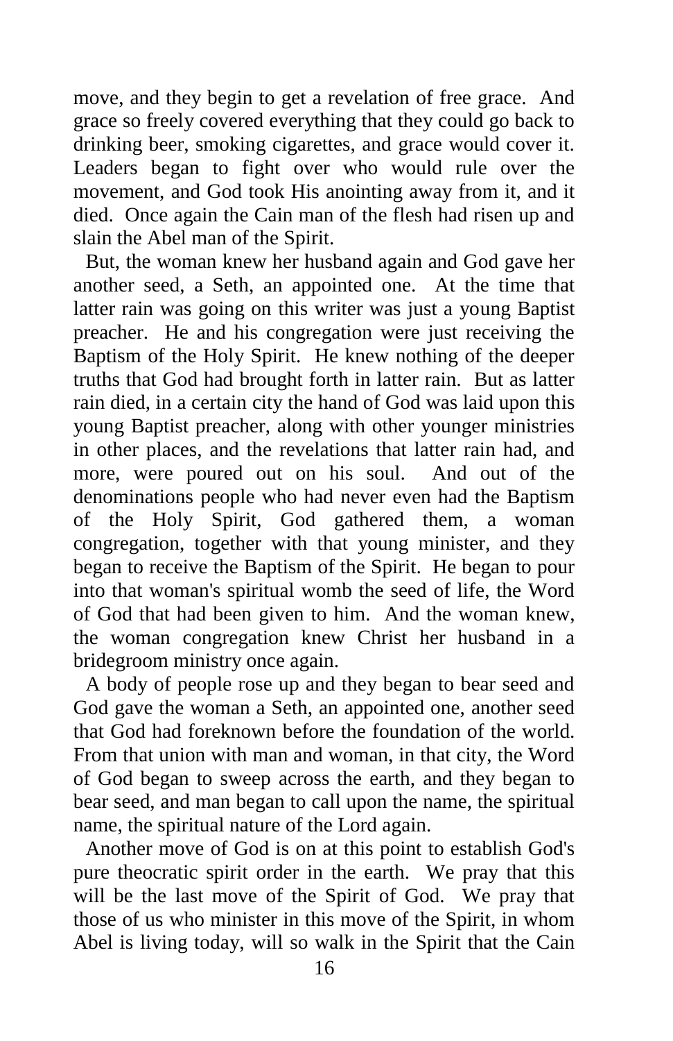move, and they begin to get a revelation of free grace. And grace so freely covered everything that they could go back to drinking beer, smoking cigarettes, and grace would cover it. Leaders began to fight over who would rule over the movement, and God took His anointing away from it, and it died. Once again the Cain man of the flesh had risen up and slain the Abel man of the Spirit.

But, the woman knew her husband again and God gave her another seed, a Seth, an appointed one. At the time that latter rain was going on this writer was just a young Baptist preacher. He and his congregation were just receiving the Baptism of the Holy Spirit. He knew nothing of the deeper truths that God had brought forth in latter rain. But as latter rain died, in a certain city the hand of God was laid upon this young Baptist preacher, along with other younger ministries in other places, and the revelations that latter rain had, and more, were poured out on his soul. And out of the denominations people who had never even had the Baptism of the Holy Spirit, God gathered them, a woman congregation, together with that young minister, and they began to receive the Baptism of the Spirit. He began to pour into that woman's spiritual womb the seed of life, the Word of God that had been given to him. And the woman knew, the woman congregation knew Christ her husband in a bridegroom ministry once again.

A body of people rose up and they began to bear seed and God gave the woman a Seth, an appointed one, another seed that God had foreknown before the foundation of the world. From that union with man and woman, in that city, the Word of God began to sweep across the earth, and they began to bear seed, and man began to call upon the name, the spiritual name, the spiritual nature of the Lord again.

Another move of God is on at this point to establish God's pure theocratic spirit order in the earth. We pray that this will be the last move of the Spirit of God. We pray that those of us who minister in this move of the Spirit, in whom Abel is living today, will so walk in the Spirit that the Cain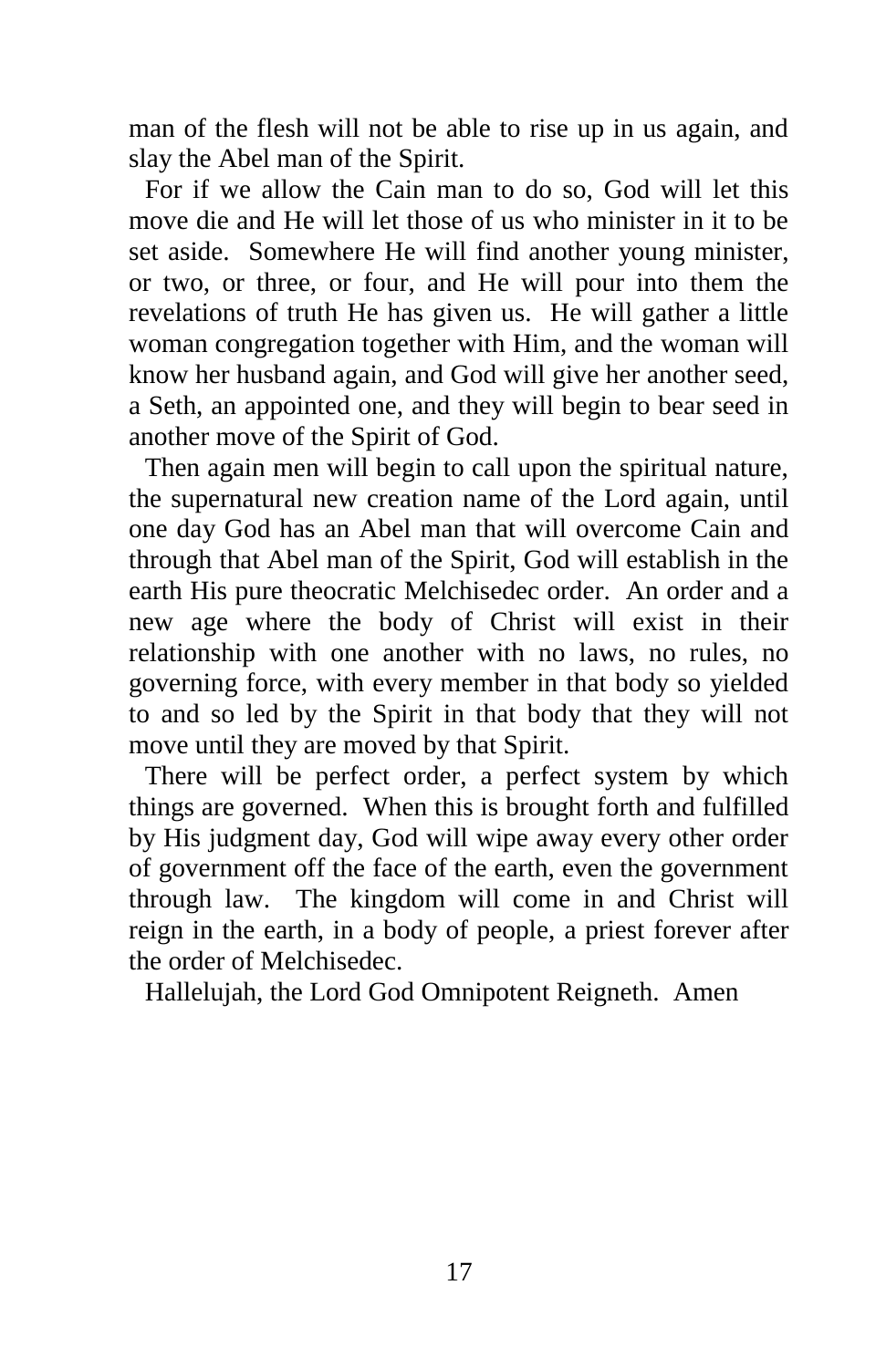man of the flesh will not be able to rise up in us again, and slay the Abel man of the Spirit.

For if we allow the Cain man to do so, God will let this move die and He will let those of us who minister in it to be set aside. Somewhere He will find another young minister, or two, or three, or four, and He will pour into them the revelations of truth He has given us. He will gather a little woman congregation together with Him, and the woman will know her husband again, and God will give her another seed, a Seth, an appointed one, and they will begin to bear seed in another move of the Spirit of God.

Then again men will begin to call upon the spiritual nature, the supernatural new creation name of the Lord again, until one day God has an Abel man that will overcome Cain and through that Abel man of the Spirit, God will establish in the earth His pure theocratic Melchisedec order. An order and a new age where the body of Christ will exist in their relationship with one another with no laws, no rules, no governing force, with every member in that body so yielded to and so led by the Spirit in that body that they will not move until they are moved by that Spirit.

There will be perfect order, a perfect system by which things are governed. When this is brought forth and fulfilled by His judgment day, God will wipe away every other order of government off the face of the earth, even the government through law. The kingdom will come in and Christ will reign in the earth, in a body of people, a priest forever after the order of Melchisedec.

Hallelujah, the Lord God Omnipotent Reigneth. Amen